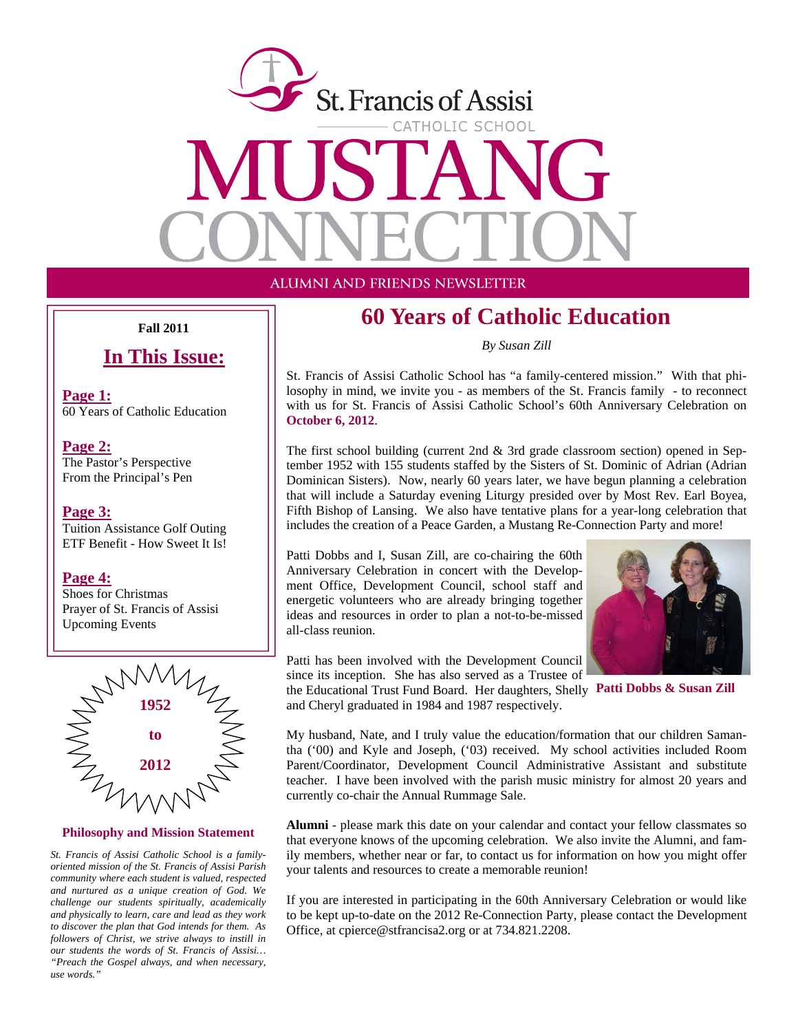# St. Francis of Assisi Catholic School

# MUSTANG CONNECTION

ALUMNI AND FRIENDS NEWSLETTER

**Fall 2011**

## In This Issue:

**Page 1:**
60 Years of Catholic Education

**Page 2:**
The Pastor's Perspective
From the Principal's Pen

**Page 3:**
Tuition Assistance Golf Outing
ETF Benefit - How Sweet It Is!

**Page 4:**
Shoes for Christmas
Prayer of St. Francis of Assisi
Upcoming Events

**1952 to 2012**

**Philosophy and Mission Statement**

*St. Francis of Assisi Catholic School is a family-oriented mission of the St. Francis of Assisi Parish community where each student is valued, respected and nurtured as a unique creation of God. We challenge our students spiritually, academically and physically to learn, care and lead as they work to discover the plan that God intends for them. As followers of Christ, we strive always to instill in our students the words of St. Francis of Assisi… "Preach the Gospel always, and when necessary, use words."*

# 60 Years of Catholic Education

*By Susan Zill*

St. Francis of Assisi Catholic School has "a family-centered mission." With that philosophy in mind, we invite you - as members of the St. Francis family - to reconnect with us for St. Francis of Assisi Catholic School's 60th Anniversary Celebration on **October 6, 2012**.

The first school building (current 2nd & 3rd grade classroom section) opened in September 1952 with 155 students staffed by the Sisters of St. Dominic of Adrian (Adrian Dominican Sisters). Now, nearly 60 years later, we have begun planning a celebration that will include a Saturday evening Liturgy presided over by Most Rev. Earl Boyea, Fifth Bishop of Lansing. We also have tentative plans for a year-long celebration that includes the creation of a Peace Garden, a Mustang Re-Connection Party and more!

Patti Dobbs and I, Susan Zill, are co-chairing the 60th Anniversary Celebration in concert with the Development Office, Development Council, school staff and energetic volunteers who are already bringing together ideas and resources in order to plan a not-to-be-missed all-class reunion.

**Patti Dobbs & Susan Zill**

Patti has been involved with the Development Council since its inception. She has also served as a Trustee of the Educational Trust Fund Board. Her daughters, Shelly and Cheryl graduated in 1984 and 1987 respectively.

My husband, Nate, and I truly value the education/formation that our children Samantha ('00) and Kyle and Joseph, ('03) received. My school activities included Room Parent/Coordinator, Development Council Administrative Assistant and substitute teacher. I have been involved with the parish music ministry for almost 20 years and currently co-chair the Annual Rummage Sale.

**Alumni** - please mark this date on your calendar and contact your fellow classmates so that everyone knows of the upcoming celebration. We also invite the Alumni, and family members, whether near or far, to contact us for information on how you might offer your talents and resources to create a memorable reunion!

If you are interested in participating in the 60th Anniversary Celebration or would like to be kept up-to-date on the 2012 Re-Connection Party, please contact the Development Office, at cpierce@stfrancisa2.org or at 734.821.2208.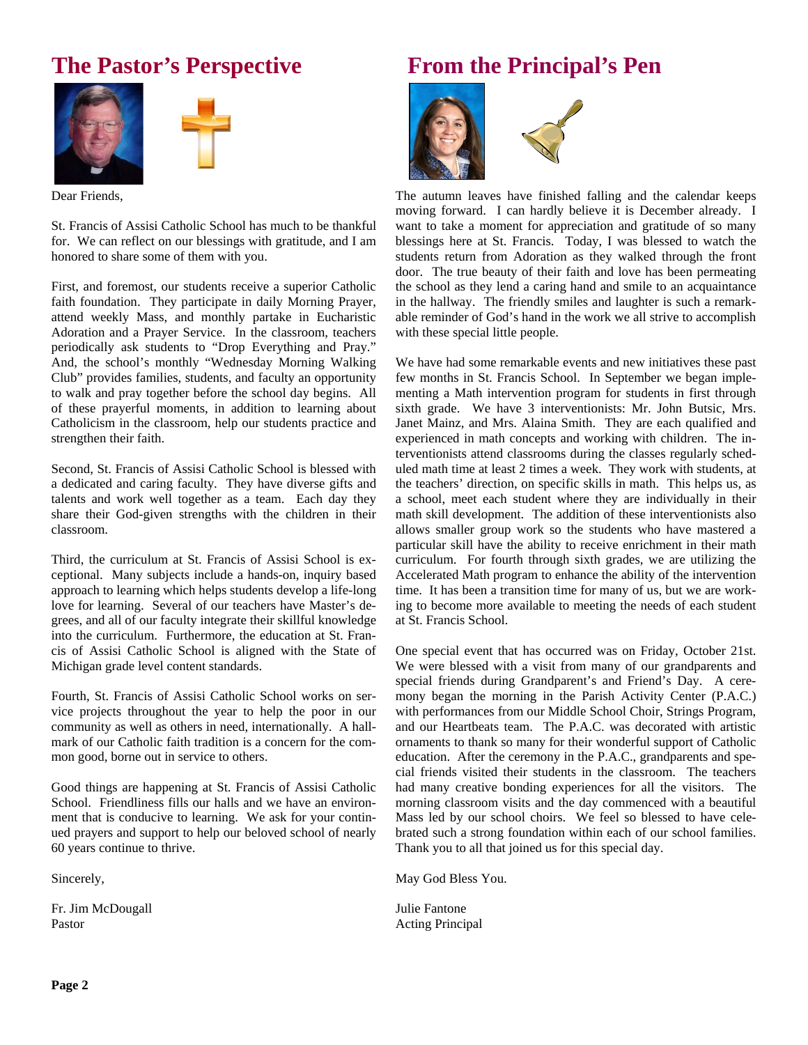## The Pastor's Perspective

Dear Friends,

St. Francis of Assisi Catholic School has much to be thankful for. We can reflect on our blessings with gratitude, and I am honored to share some of them with you.

First, and foremost, our students receive a superior Catholic faith foundation. They participate in daily Morning Prayer, attend weekly Mass, and monthly partake in Eucharistic Adoration and a Prayer Service. In the classroom, teachers periodically ask students to "Drop Everything and Pray." And, the school's monthly "Wednesday Morning Walking Club" provides families, students, and faculty an opportunity to walk and pray together before the school day begins. All of these prayerful moments, in addition to learning about Catholicism in the classroom, help our students practice and strengthen their faith.

Second, St. Francis of Assisi Catholic School is blessed with a dedicated and caring faculty. They have diverse gifts and talents and work well together as a team. Each day they share their God-given strengths with the children in their classroom.

Third, the curriculum at St. Francis of Assisi School is exceptional. Many subjects include a hands-on, inquiry based approach to learning which helps students develop a life-long love for learning. Several of our teachers have Master's degrees, and all of our faculty integrate their skillful knowledge into the curriculum. Furthermore, the education at St. Francis of Assisi Catholic School is aligned with the State of Michigan grade level content standards.

Fourth, St. Francis of Assisi Catholic School works on service projects throughout the year to help the poor in our community as well as others in need, internationally. A hallmark of our Catholic faith tradition is a concern for the common good, borne out in service to others.

Good things are happening at St. Francis of Assisi Catholic School. Friendliness fills our halls and we have an environment that is conducive to learning. We ask for your continued prayers and support to help our beloved school of nearly 60 years continue to thrive.

Sincerely,

Fr. Jim McDougall
Pastor

## From the Principal's Pen

The autumn leaves have finished falling and the calendar keeps moving forward. I can hardly believe it is December already. I want to take a moment for appreciation and gratitude of so many blessings here at St. Francis. Today, I was blessed to watch the students return from Adoration as they walked through the front door. The true beauty of their faith and love has been permeating the school as they lend a caring hand and smile to an acquaintance in the hallway. The friendly smiles and laughter is such a remarkable reminder of God's hand in the work we all strive to accomplish with these special little people.

We have had some remarkable events and new initiatives these past few months in St. Francis School. In September we began implementing a Math intervention program for students in first through sixth grade. We have 3 interventionists: Mr. John Butsic, Mrs. Janet Mainz, and Mrs. Alaina Smith. They are each qualified and experienced in math concepts and working with children. The interventionists attend classrooms during the classes regularly scheduled math time at least 2 times a week. They work with students, at the teachers' direction, on specific skills in math. This helps us, as a school, meet each student where they are individually in their math skill development. The addition of these interventionists also allows smaller group work so the students who have mastered a particular skill have the ability to receive enrichment in their math curriculum. For fourth through sixth grades, we are utilizing the Accelerated Math program to enhance the ability of the intervention time. It has been a transition time for many of us, but we are working to become more available to meeting the needs of each student at St. Francis School.

One special event that has occurred was on Friday, October 21st. We were blessed with a visit from many of our grandparents and special friends during Grandparent's and Friend's Day. A ceremony began the morning in the Parish Activity Center (P.A.C.) with performances from our Middle School Choir, Strings Program, and our Heartbeats team. The P.A.C. was decorated with artistic ornaments to thank so many for their wonderful support of Catholic education. After the ceremony in the P.A.C., grandparents and special friends visited their students in the classroom. The teachers had many creative bonding experiences for all the visitors. The morning classroom visits and the day commenced with a beautiful Mass led by our school choirs. We feel so blessed to have celebrated such a strong foundation within each of our school families. Thank you to all that joined us for this special day.

May God Bless You.

Julie Fantone
Acting Principal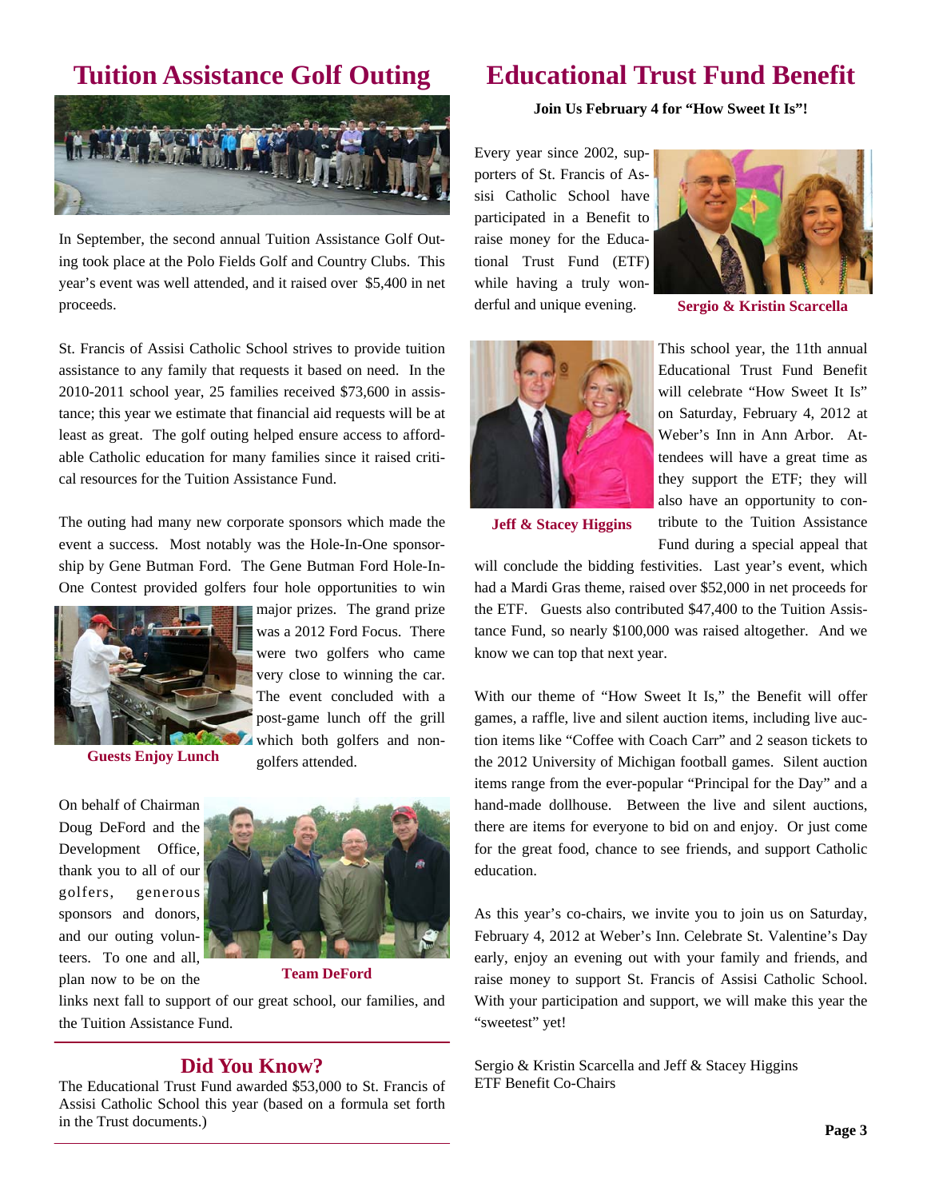## Tuition Assistance Golf Outing

In September, the second annual Tuition Assistance Golf Outing took place at the Polo Fields Golf and Country Clubs. This year's event was well attended, and it raised over $5,400 in net proceeds.

St. Francis of Assisi Catholic School strives to provide tuition assistance to any family that requests it based on need. In the 2010-2011 school year, 25 families received $73,600 in assistance; this year we estimate that financial aid requests will be at least as great. The golf outing helped ensure access to affordable Catholic education for many families since it raised critical resources for the Tuition Assistance Fund.

The outing had many new corporate sponsors which made the event a success. Most notably was the Hole-In-One sponsorship by Gene Butman Ford. The Gene Butman Ford Hole-In-One Contest provided golfers four hole opportunities to win major prizes. The grand prize was a 2012 Ford Focus. There were two golfers who came very close to winning the car. The event concluded with a post-game lunch off the grill which both golfers and non-golfers attended.

**Guests Enjoy Lunch**

On behalf of Chairman Doug DeFord and the Development Office, thank you to all of our golfers, generous sponsors and donors, and our outing volunteers. To one and all, plan now to be on the links next fall to support of our great school, our families, and the Tuition Assistance Fund.

**Team DeFord**

### Did You Know?

The Educational Trust Fund awarded $53,000 to St. Francis of Assisi Catholic School this year (based on a formula set forth in the Trust documents.)

## Educational Trust Fund Benefit

**Join Us February 4 for "How Sweet It Is"!**

Every year since 2002, supporters of St. Francis of Assisi Catholic School have participated in a Benefit to raise money for the Educational Trust Fund (ETF) while having a truly wonderful and unique evening.

**Sergio & Kristin Scarcella**

This school year, the 11th annual Educational Trust Fund Benefit will celebrate "How Sweet It Is" on Saturday, February 4, 2012 at Weber's Inn in Ann Arbor. Attendees will have a great time as they support the ETF; they will also have an opportunity to contribute to the Tuition Assistance Fund during a special appeal that will conclude the bidding festivities. Last year's event, which had a Mardi Gras theme, raised over $52,000 in net proceeds for the ETF. Guests also contributed $47,400 to the Tuition Assistance Fund, so nearly $100,000 was raised altogether. And we know we can top that next year.

**Jeff & Stacey Higgins**

With our theme of "How Sweet It Is," the Benefit will offer games, a raffle, live and silent auction items, including live auction items like "Coffee with Coach Carr" and 2 season tickets to the 2012 University of Michigan football games. Silent auction items range from the ever-popular "Principal for the Day" and a hand-made dollhouse. Between the live and silent auctions, there are items for everyone to bid on and enjoy. Or just come for the great food, chance to see friends, and support Catholic education.

As this year's co-chairs, we invite you to join us on Saturday, February 4, 2012 at Weber's Inn. Celebrate St. Valentine's Day early, enjoy an evening out with your family and friends, and raise money to support St. Francis of Assisi Catholic School. With your participation and support, we will make this year the "sweetest" yet!

Sergio & Kristin Scarcella and Jeff & Stacey Higgins
ETF Benefit Co-Chairs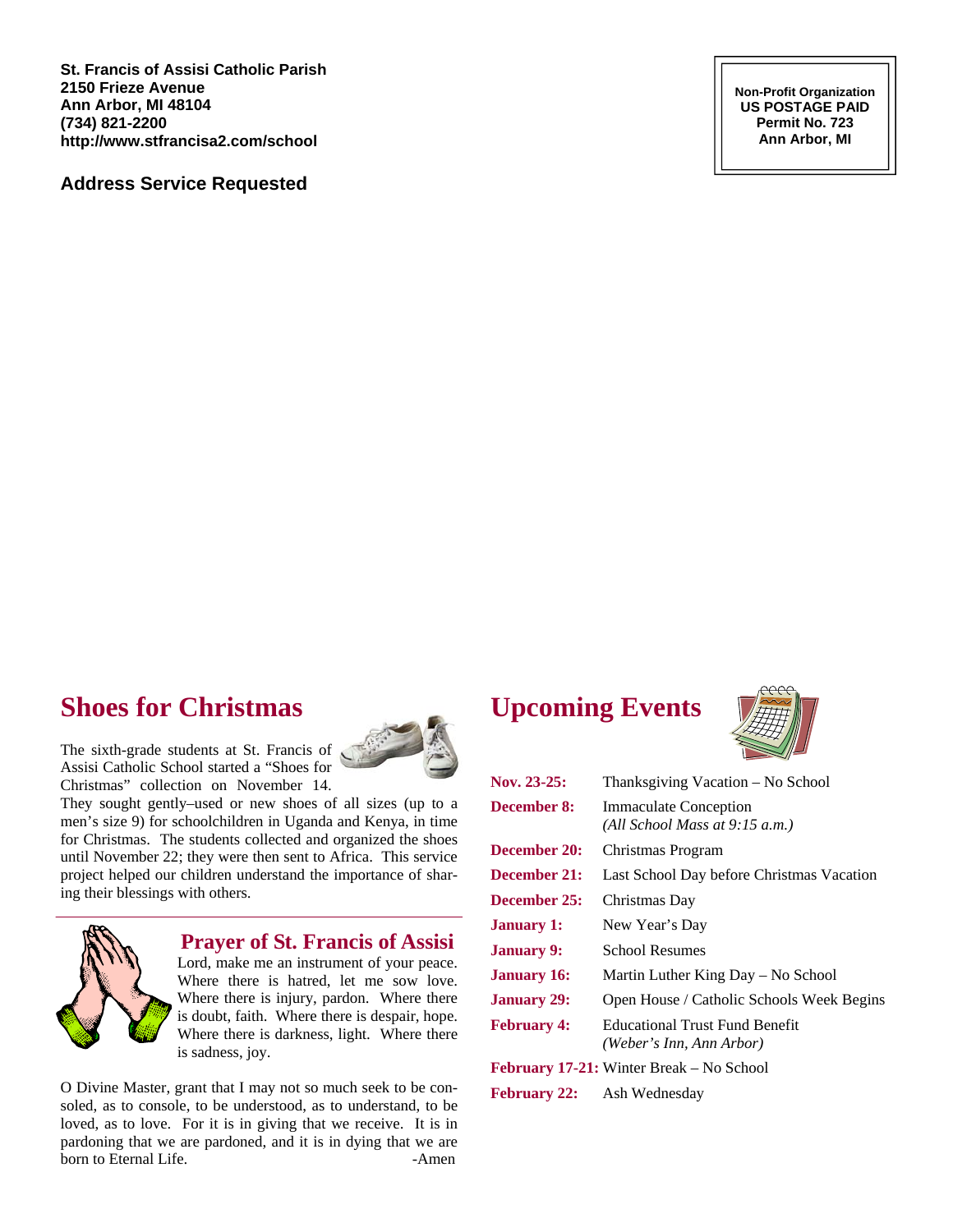**St. Francis of Assisi Catholic Parish**
**2150 Frieze Avenue**
**Ann Arbor, MI 48104**
**(734) 821-2200**
**http://www.stfrancisa2.com/school**

**Address Service Requested**

**Non-Profit Organization**
**US POSTAGE PAID**
**Permit No. 723**
**Ann Arbor, MI**

## Shoes for Christmas

The sixth-grade students at St. Francis of Assisi Catholic School started a "Shoes for Christmas" collection on November 14. They sought gently–used or new shoes of all sizes (up to a men's size 9) for schoolchildren in Uganda and Kenya, in time for Christmas. The students collected and organized the shoes until November 22; they were then sent to Africa. This service project helped our children understand the importance of sharing their blessings with others.

### Prayer of St. Francis of Assisi

Lord, make me an instrument of your peace. Where there is hatred, let me sow love. Where there is injury, pardon. Where there is doubt, faith. Where there is despair, hope. Where there is darkness, light. Where there is sadness, joy.

O Divine Master, grant that I may not so much seek to be consoled, as to console, to be understood, as to understand, to be loved, as to love. For it is in giving that we receive. It is in pardoning that we are pardoned, and it is in dying that we are born to Eternal Life. -Amen

## Upcoming Events

| | |
|---|---|
| **Nov. 23-25:** | Thanksgiving Vacation – No School |
| **December 8:** | Immaculate Conception *(All School Mass at 9:15 a.m.)* |
| **December 20:** | Christmas Program |
| **December 21:** | Last School Day before Christmas Vacation |
| **December 25:** | Christmas Day |
| **January 1:** | New Year's Day |
| **January 9:** | School Resumes |
| **January 16:** | Martin Luther King Day – No School |
| **January 29:** | Open House / Catholic Schools Week Begins |
| **February 4:** | Educational Trust Fund Benefit *(Weber's Inn, Ann Arbor)* |
| **February 17-21:** | Winter Break – No School |
| **February 22:** | Ash Wednesday |